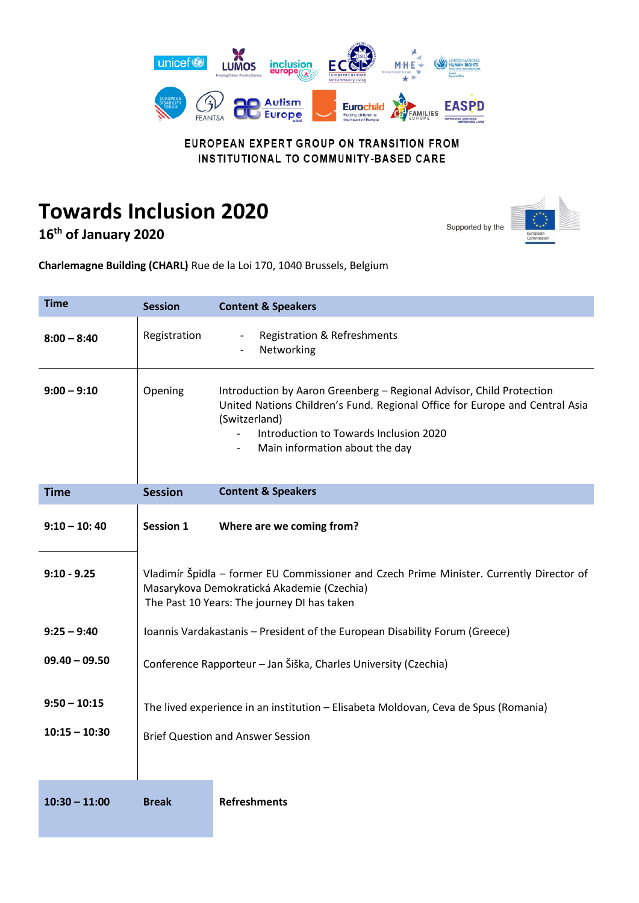EUROPEAN EXPERT GROUP ON TRANSITION FROM INSTITUTIONAL TO COMMUNITY-BASED CARE

# Towards Inclusion 2020

## 16th of January 2020

Supported by the European Commission

**Charlemagne Building (CHARL)** Rue de la Loi 170, 1040 Brussels, Belgium

| Time | Session | Content & Speakers |
|---|---|---|
| **8:00 – 8:40** | Registration | - Registration & Refreshments<br>- Networking |
| **9:00 – 9:10** | Opening | Introduction by Aaron Greenberg – Regional Advisor, Child Protection United Nations Children's Fund. Regional Office for Europe and Central Asia (Switzerland)<br>- Introduction to Towards Inclusion 2020<br>- Main information about the day |

| Time | Session | Content & Speakers |
|---|---|---|
| **9:10 – 10: 40** | **Session 1** | **Where are we coming from?** |
| **9:10 - 9.25** | Vladimír Špidla – former EU Commissioner and Czech Prime Minister. Currently Director of Masarykova Demokratická Akademie (Czechia)<br>The Past 10 Years: The journey DI has taken | |
| **9:25 – 9:40** | Ioannis Vardakastanis – President of the European Disability Forum (Greece) | |
| **09.40 – 09.50** | Conference Rapporteur – Jan Šiška, Charles University (Czechia) | |
| **9:50 – 10:15** | The lived experience in an institution – Elisabeta Moldovan, Ceva de Spus (Romania) | |
| **10:15 – 10:30** | Brief Question and Answer Session | |
| **10:30 – 11:00** | **Break** | **Refreshments** |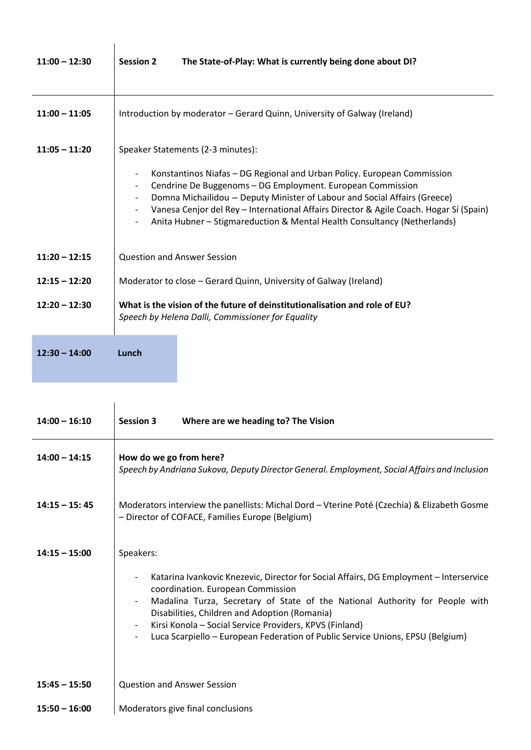| 11:00 – 12:30 | **Session 2 The State-of-Play: What is currently being done about DI?** |
| --- | --- |
| 11:00 – 11:05 | Introduction by moderator – Gerard Quinn, University of Galway (Ireland) |
| 11:05 – 11:20 | Speaker Statements (2-3 minutes):<br>- Konstantinos Niafas – DG Regional and Urban Policy. European Commission<br>- Cendrine De Buggenoms – DG Employment. European Commission<br>- Domna Michailidou – Deputy Minister of Labour and Social Affairs (Greece)<br>- Vanesa Cenjor del Rey – International Affairs Director & Agile Coach. Hogar Sí (Spain)<br>- Anita Hubner – Stigmareduction & Mental Health Consultancy (Netherlands) |
| 11:20 – 12:15 | Question and Answer Session |
| 12:15 – 12:20 | Moderator to close – Gerard Quinn, University of Galway (Ireland) |
| 12:20 – 12:30 | **What is the vision of the future of deinstitutionalisation and role of EU?**<br>*Speech by Helena Dalli, Commissioner for Equality* |

| 12:30 – 14:00 | **Lunch** |
| --- | --- |

| 14:00 – 16:10 | **Session 3 Where are we heading to? The Vision** |
| --- | --- |
| 14:00 – 14:15 | **How do we go from here?**<br>*Speech by Andriana Sukova, Deputy Director General. Employment, Social Affairs and Inclusion* |
| 14:15 – 15: 45 | Moderators interview the panellists: Michal Dord – Vterine Poté (Czechia) & Elizabeth Gosme – Director of COFACE, Families Europe (Belgium) |
| 14:15 – 15:00 | Speakers:<br>- Katarina Ivankovic Knezevic, Director for Social Affairs, DG Employment – Interservice coordination. European Commission<br>- Madalina Turza, Secretary of State of the National Authority for People with Disabilities, Children and Adoption (Romania)<br>- Kirsi Konola – Social Service Providers, KPVS (Finland)<br>- Luca Scarpiello – European Federation of Public Service Unions, EPSU (Belgium) |
| 15:45 – 15:50 | Question and Answer Session |
| 15:50 – 16:00 | Moderators give final conclusions |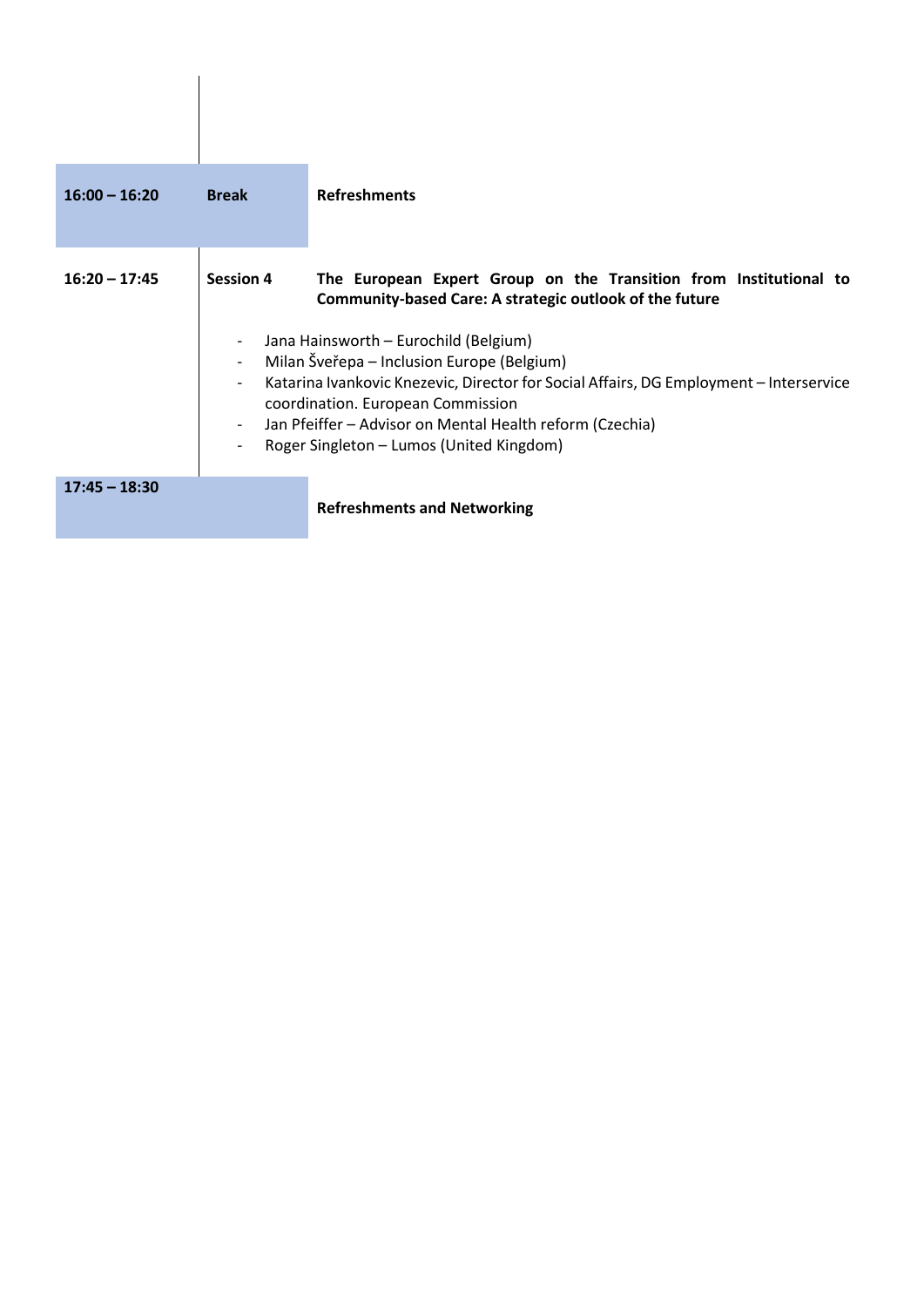| | | |
|---|---|---|
| **16:00 – 16:20** | **Break** | **Refreshments** |
| **16:20 – 17:45** | **Session 4** | **The European Expert Group on the Transition from Institutional to Community-based Care: A strategic outlook of the future**<br><br>- Jana Hainsworth – Eurochild (Belgium)<br>- Milan Šveřepa – Inclusion Europe (Belgium)<br>- Katarina Ivankovic Knezevic, Director for Social Affairs, DG Employment – Interservice coordination. European Commission<br>- Jan Pfeiffer – Advisor on Mental Health reform (Czechia)<br>- Roger Singleton – Lumos (United Kingdom) |
| **17:45 – 18:30** | | **Refreshments and Networking** |